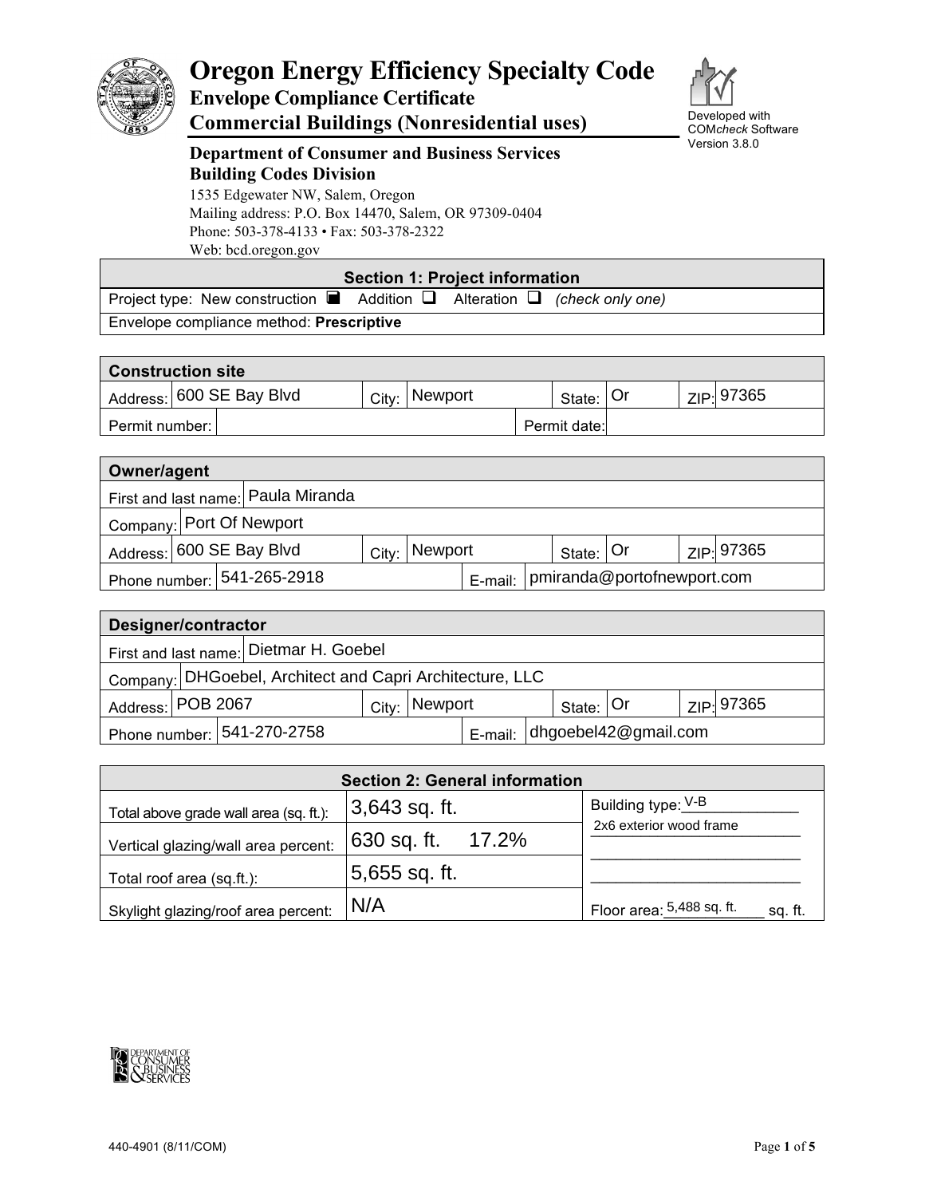# Oregon Energy Efficiency Specialty Code

## Envelope Compliance Certificate
## Commercial Buildings (Nonresidential uses)

Developed with COM*check* Software Version 3.8.0

**Department of Consumer and Business Services**
**Building Codes Division**
1535 Edgewater NW, Salem, Oregon
Mailing address: P.O. Box 14470, Salem, OR 97309-0404
Phone: 503-378-4133 • Fax: 503-378-2322
Web: bcd.oregon.gov

| Section 1: Project information |
|---|
| Project type: New construction ■ Addition ❑ Alteration ❑ *(check only one)* |
| Envelope compliance method: **Prescriptive** |

| Construction site | | | | | | | |
|---|---|---|---|---|---|---|---|
| Address: | 600 SE Bay Blvd | City: | Newport | State: | Or | ZIP: | 97365 |
| Permit number: | | | | Permit date: | | | |

| Owner/agent | | | | | | | |
|---|---|---|---|---|---|---|---|
| First and last name: | Paula Miranda | | | | | | |
| Company: | Port Of Newport | | | | | | |
| Address: | 600 SE Bay Blvd | City: | Newport | State: | Or | ZIP: | 97365 |
| Phone number: | 541-265-2918 | | | E-mail: | pmiranda@portofnewport.com | | |

| Designer/contractor | | | | | | | |
|---|---|---|---|---|---|---|---|
| First and last name: | Dietmar H. Goebel | | | | | | |
| Company: | DHGoebel, Architect and Capri Architecture, LLC | | | | | | |
| Address: | POB 2067 | City: | Newport | State: | Or | ZIP: | 97365 |
| Phone number: | 541-270-2758 | | | E-mail: | dhgoebel42@gmail.com | | |

| Section 2: General information | | |
|---|---|---|
| Total above grade wall area (sq. ft.): | 3,643 sq. ft. | Building type: V-B<br>2x6 exterior wood frame |
| Vertical glazing/wall area percent: | 630 sq. ft. 17.2% | |
| Total roof area (sq.ft.): | 5,655 sq. ft. | |
| Skylight glazing/roof area percent: | N/A | Floor area: 5,488 sq. ft. sq. ft. |

440-4901 (8/11/COM)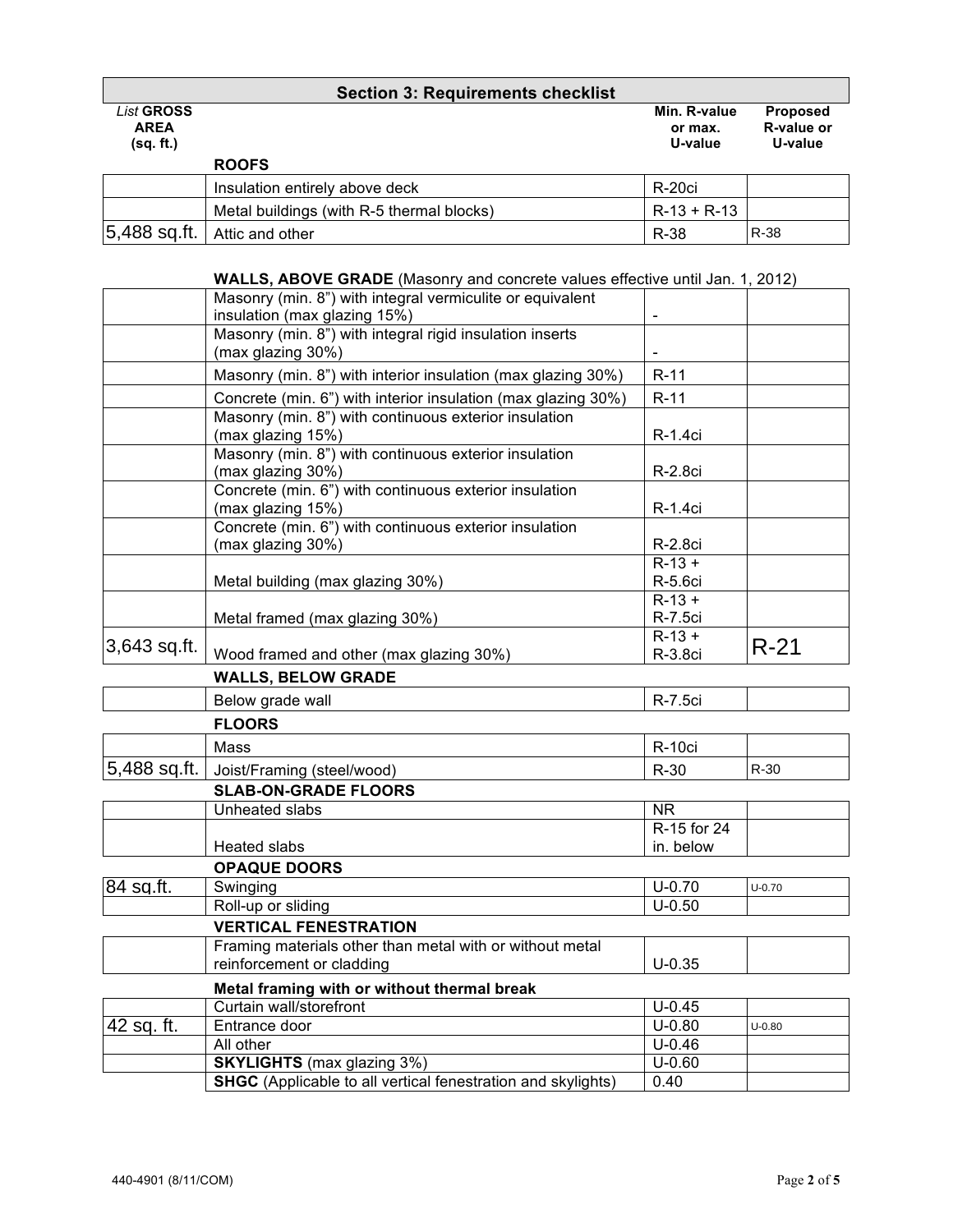## Section 3: Requirements checklist

| *List* **GROSS AREA (sq. ft.)** | | **Min. R-value or max. U-value** | **Proposed R-value or U-value** |
|---|---|---|---|
| | **ROOFS** | | |
| | Insulation entirely above deck | R-20ci | |
| | Metal buildings (with R-5 thermal blocks) | R-13 + R-13 | |
| 5,488 sq.ft. | Attic and other | R-38 | R-38 |
| | **WALLS, ABOVE GRADE** (Masonry and concrete values effective until Jan. 1, 2012) | | |
| | Masonry (min. 8") with integral vermiculite or equivalent insulation (max glazing 15%) | - | |
| | Masonry (min. 8") with integral rigid insulation inserts (max glazing 30%) | - | |
| | Masonry (min. 8") with interior insulation (max glazing 30%) | R-11 | |
| | Concrete (min. 6") with interior insulation (max glazing 30%) | R-11 | |
| | Masonry (min. 8") with continuous exterior insulation (max glazing 15%) | R-1.4ci | |
| | Masonry (min. 8") with continuous exterior insulation (max glazing 30%) | R-2.8ci | |
| | Concrete (min. 6") with continuous exterior insulation (max glazing 15%) | R-1.4ci | |
| | Concrete (min. 6") with continuous exterior insulation (max glazing 30%) | R-2.8ci | |
| | Metal building (max glazing 30%) | R-13 + R-5.6ci | |
| | Metal framed (max glazing 30%) | R-13 + R-7.5ci | |
| 3,643 sq.ft. | Wood framed and other (max glazing 30%) | R-13 + R-3.8ci | R-21 |
| | **WALLS, BELOW GRADE** | | |
| | Below grade wall | R-7.5ci | |
| | **FLOORS** | | |
| | Mass | R-10ci | |
| 5,488 sq.ft. | Joist/Framing (steel/wood) | R-30 | R-30 |
| | **SLAB-ON-GRADE FLOORS** | | |
| | Unheated slabs | NR | |
| | Heated slabs | R-15 for 24 in. below | |
| | **OPAQUE DOORS** | | |
| 84 sq.ft. | Swinging | U-0.70 | U-0.70 |
| | Roll-up or sliding | U-0.50 | |
| | **VERTICAL FENESTRATION** | | |
| | Framing materials other than metal with or without metal reinforcement or cladding | U-0.35 | |
| | **Metal framing with or without thermal break** | | |
| | Curtain wall/storefront | U-0.45 | |
| 42 sq. ft. | Entrance door | U-0.80 | U-0.80 |
| | All other | U-0.46 | |
| | **SKYLIGHTS** (max glazing 3%) | U-0.60 | |
| | **SHGC** (Applicable to all vertical fenestration and skylights) | 0.40 | |

440-4901 (8/11/COM)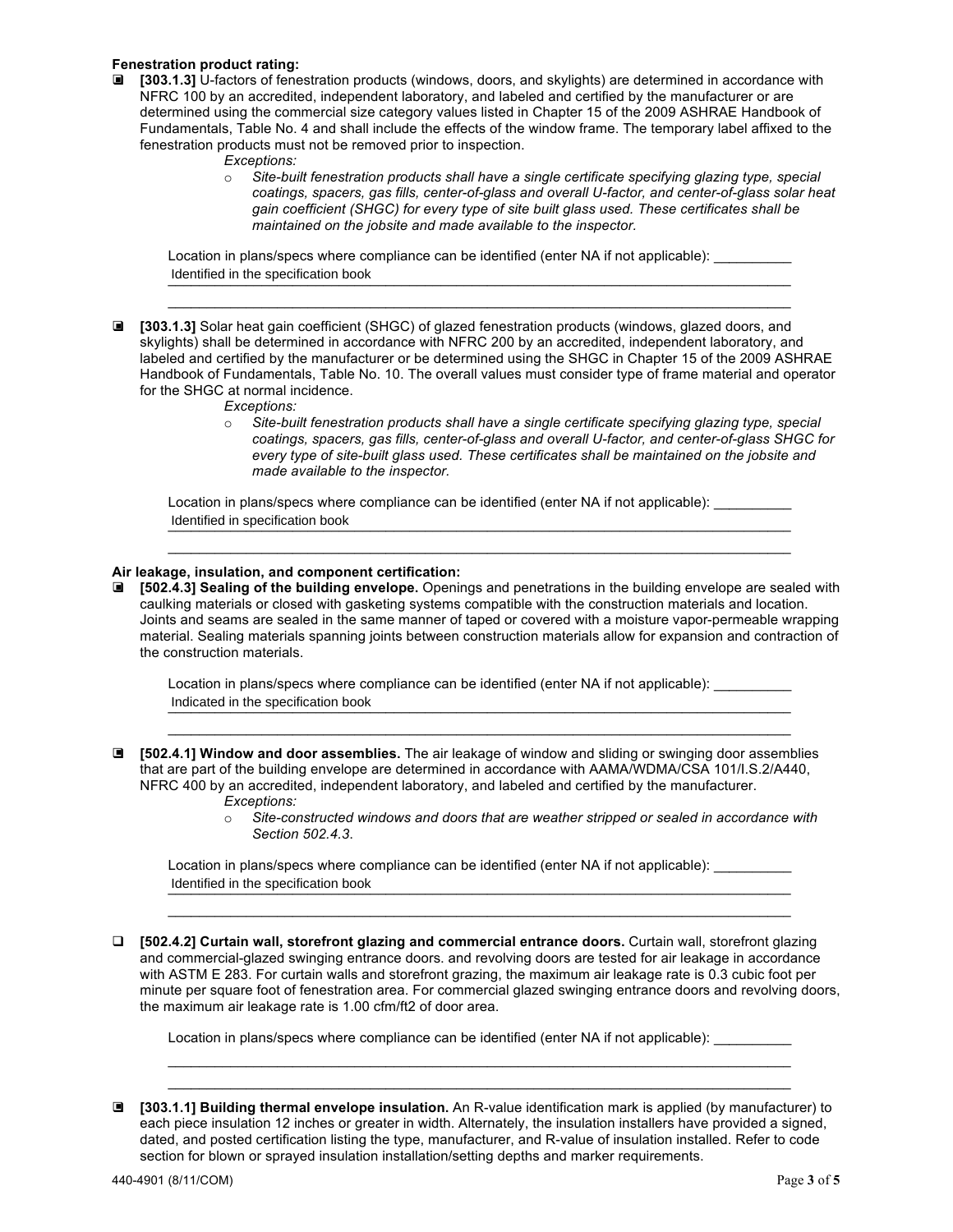**Fenestration product rating:**

- ☑ **[303.1.3]** U-factors of fenestration products (windows, doors, and skylights) are determined in accordance with NFRC 100 by an accredited, independent laboratory, and labeled and certified by the manufacturer or are determined using the commercial size category values listed in Chapter 15 of the 2009 ASHRAE Handbook of Fundamentals, Table No. 4 and shall include the effects of the window frame. The temporary label affixed to the fenestration products must not be removed prior to inspection.

  *Exceptions:*

  - *Site-built fenestration products shall have a single certificate specifying glazing type, special coatings, spacers, gas fills, center-of-glass and overall U-factor, and center-of-glass solar heat gain coefficient (SHGC) for every type of site built glass used. These certificates shall be maintained on the jobsite and made available to the inspector.*

  Location in plans/specs where compliance can be identified (enter NA if not applicable): __________
  Identified in the specification book

- ☑ **[303.1.3]** Solar heat gain coefficient (SHGC) of glazed fenestration products (windows, glazed doors, and skylights) shall be determined in accordance with NFRC 200 by an accredited, independent laboratory, and labeled and certified by the manufacturer or be determined using the SHGC in Chapter 15 of the 2009 ASHRAE Handbook of Fundamentals, Table No. 10. The overall values must consider type of frame material and operator for the SHGC at normal incidence.

  *Exceptions:*

  - *Site-built fenestration products shall have a single certificate specifying glazing type, special coatings, spacers, gas fills, center-of-glass and overall U-factor, and center-of-glass SHGC for every type of site-built glass used. These certificates shall be maintained on the jobsite and made available to the inspector.*

  Location in plans/specs where compliance can be identified (enter NA if not applicable): __________
  Identified in specification book

**Air leakage, insulation, and component certification:**

- ☑ **[502.4.3] Sealing of the building envelope.** Openings and penetrations in the building envelope are sealed with caulking materials or closed with gasketing systems compatible with the construction materials and location. Joints and seams are sealed in the same manner of taped or covered with a moisture vapor-permeable wrapping material. Sealing materials spanning joints between construction materials allow for expansion and contraction of the construction materials.

  Location in plans/specs where compliance can be identified (enter NA if not applicable): __________
  Indicated in the specification book

- ☑ **[502.4.1] Window and door assemblies.** The air leakage of window and sliding or swinging door assemblies that are part of the building envelope are determined in accordance with AAMA/WDMA/CSA 101/I.S.2/A440, NFRC 400 by an accredited, independent laboratory, and labeled and certified by the manufacturer.

  *Exceptions:*

  - *Site-constructed windows and doors that are weather stripped or sealed in accordance with Section 502.4.3.*

  Location in plans/specs where compliance can be identified (enter NA if not applicable): __________
  Identified in the specification book

- ☐ **[502.4.2] Curtain wall, storefront glazing and commercial entrance doors.** Curtain wall, storefront glazing and commercial-glazed swinging entrance doors. and revolving doors are tested for air leakage in accordance with ASTM E 283. For curtain walls and storefront grazing, the maximum air leakage rate is 0.3 cubic foot per minute per square foot of fenestration area. For commercial glazed swinging entrance doors and revolving doors, the maximum air leakage rate is 1.00 cfm/ft2 of door area.

  Location in plans/specs where compliance can be identified (enter NA if not applicable): __________

- ☑ **[303.1.1] Building thermal envelope insulation.** An R-value identification mark is applied (by manufacturer) to each piece insulation 12 inches or greater in width. Alternately, the insulation installers have provided a signed, dated, and posted certification listing the type, manufacturer, and R-value of insulation installed. Refer to code section for blown or sprayed insulation installation/setting depths and marker requirements.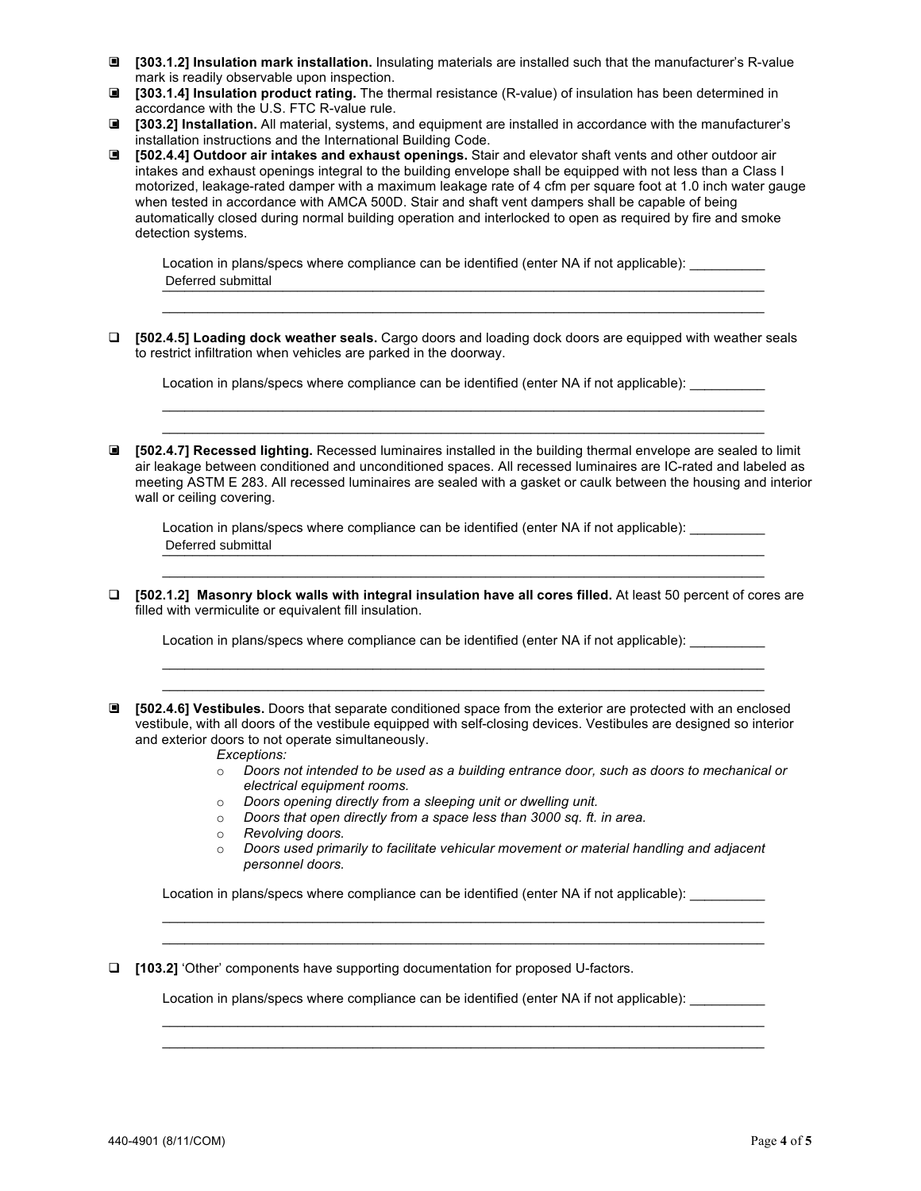- ▣ **[303.1.2] Insulation mark installation.** Insulating materials are installed such that the manufacturer's R-value mark is readily observable upon inspection.
- ▣ **[303.1.4] Insulation product rating.** The thermal resistance (R-value) of insulation has been determined in accordance with the U.S. FTC R-value rule.
- ▣ **[303.2] Installation.** All material, systems, and equipment are installed in accordance with the manufacturer's installation instructions and the International Building Code.
- ▣ **[502.4.4] Outdoor air intakes and exhaust openings.** Stair and elevator shaft vents and other outdoor air intakes and exhaust openings integral to the building envelope shall be equipped with not less than a Class I motorized, leakage-rated damper with a maximum leakage rate of 4 cfm per square foot at 1.0 inch water gauge when tested in accordance with AMCA 500D. Stair and shaft vent dampers shall be capable of being automatically closed during normal building operation and interlocked to open as required by fire and smoke detection systems.

  Location in plans/specs where compliance can be identified (enter NA if not applicable): __________
  Deferred submittal

- ☐ **[502.4.5] Loading dock weather seals.** Cargo doors and loading dock doors are equipped with weather seals to restrict infiltration when vehicles are parked in the doorway.

  Location in plans/specs where compliance can be identified (enter NA if not applicable): __________

- ▣ **[502.4.7] Recessed lighting.** Recessed luminaires installed in the building thermal envelope are sealed to limit air leakage between conditioned and unconditioned spaces. All recessed luminaires are IC-rated and labeled as meeting ASTM E 283. All recessed luminaires are sealed with a gasket or caulk between the housing and interior wall or ceiling covering.

  Location in plans/specs where compliance can be identified (enter NA if not applicable): __________
  Deferred submittal

- ☐ **[502.1.2] Masonry block walls with integral insulation have all cores filled.** At least 50 percent of cores are filled with vermiculite or equivalent fill insulation.

  Location in plans/specs where compliance can be identified (enter NA if not applicable): __________

- ▣ **[502.4.6] Vestibules.** Doors that separate conditioned space from the exterior are protected with an enclosed vestibule, with all doors of the vestibule equipped with self-closing devices. Vestibules are designed so interior and exterior doors to not operate simultaneously.

  *Exceptions:*
  - *Doors not intended to be used as a building entrance door, such as doors to mechanical or electrical equipment rooms.*
  - *Doors opening directly from a sleeping unit or dwelling unit.*
  - *Doors that open directly from a space less than 3000 sq. ft. in area.*
  - *Revolving doors.*
  - *Doors used primarily to facilitate vehicular movement or material handling and adjacent personnel doors.*

  Location in plans/specs where compliance can be identified (enter NA if not applicable): __________

- ☐ **[103.2]** 'Other' components have supporting documentation for proposed U-factors.

  Location in plans/specs where compliance can be identified (enter NA if not applicable): __________

440-4901 (8/11/COM)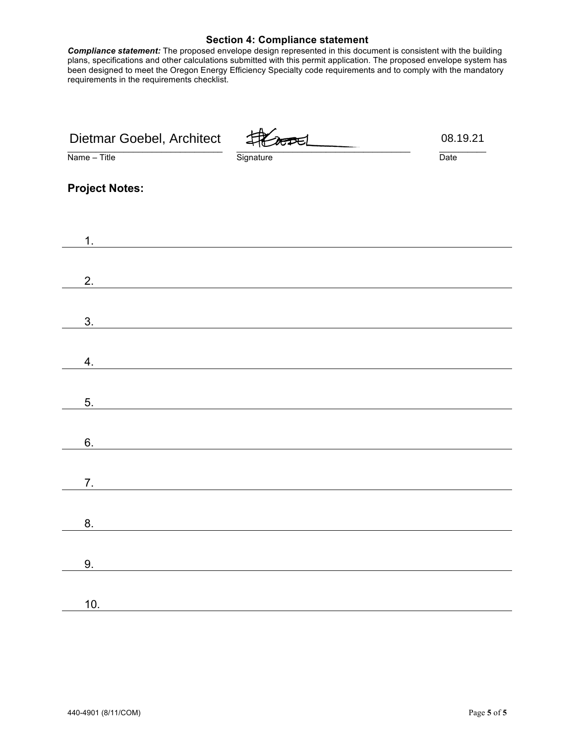## Section 4: Compliance statement

***Compliance statement:*** The proposed envelope design represented in this document is consistent with the building plans, specifications and other calculations submitted with this permit application. The proposed envelope system has been designed to meet the Oregon Energy Efficiency Specialty code requirements and to comply with the mandatory requirements in the requirements checklist.

| Dietmar Goebel, Architect | Goebel | 08.19.21 |
|---|---|---|
| Name – Title | Signature | Date |

### Project Notes:

1.

2.

3.

4.

5.

6.

7.

8.

9.

10.

440-4901 (8/11/COM)